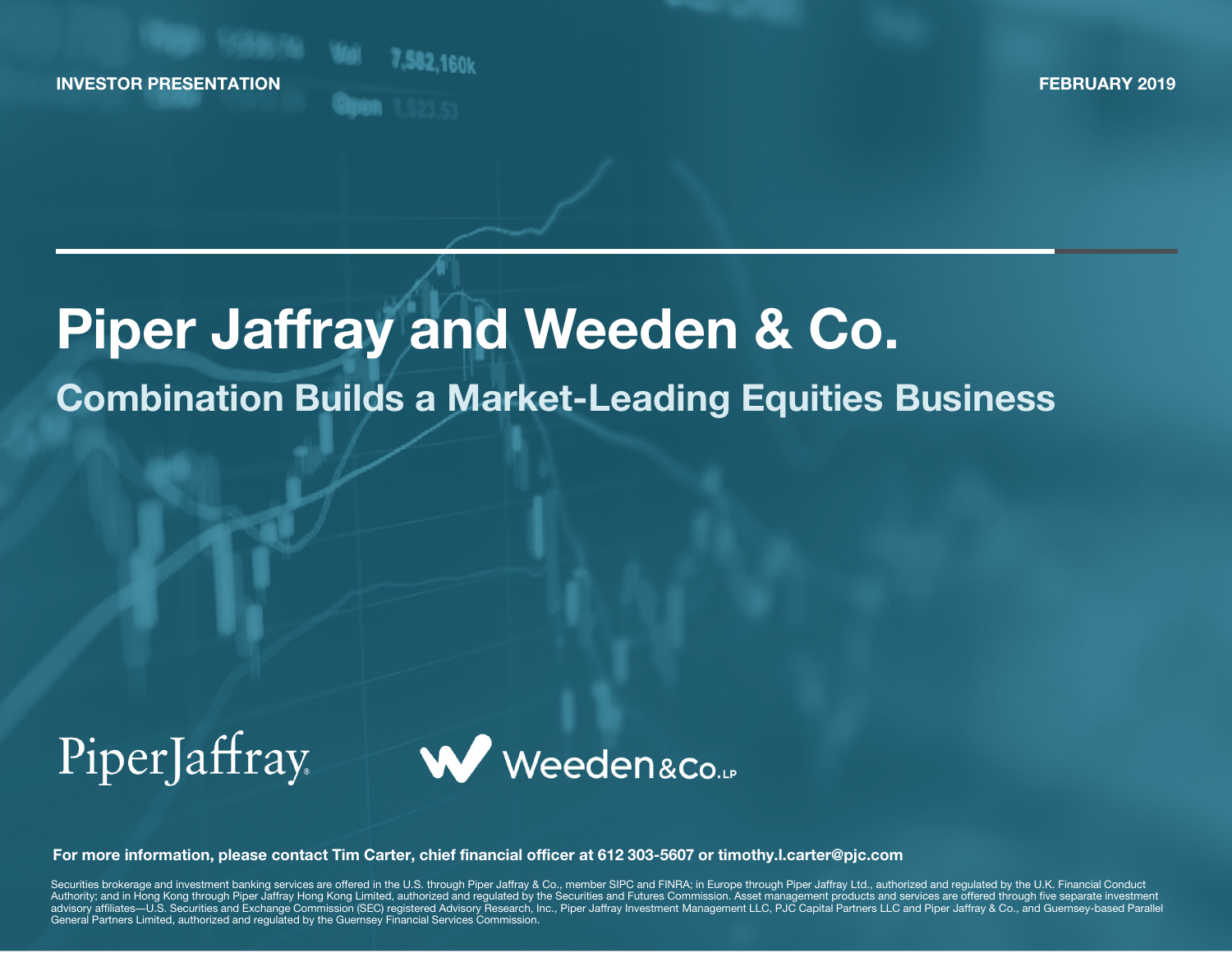INVESTOR PRESENTATION

FEBRUARY 2019

# Piper Jaffray and Weeden & Co.

## Combination Builds a Market-Leading Equities Business

PiperJaffray

Weeden & Co. LP

**For more information, please contact Tim Carter, chief financial officer at 612 303-5607 or timothy.l.carter@pjc.com**

Securities brokerage and investment banking services are offered in the U.S. through Piper Jaffray & Co., member SIPC and FINRA; in Europe through Piper Jaffray Ltd., authorized and regulated by the U.K. Financial Conduct Authority; and in Hong Kong through Piper Jaffray Hong Kong Limited, authorized and regulated by the Securities and Futures Commission. Asset management products and services are offered through five separate investment advisory affiliates—U.S. Securities and Exchange Commission (SEC) registered Advisory Research, Inc., Piper Jaffray Investment Management LLC, PJC Capital Partners LLC and Piper Jaffray & Co., and Guernsey-based Parallel General Partners Limited, authorized and regulated by the Guernsey Financial Services Commission.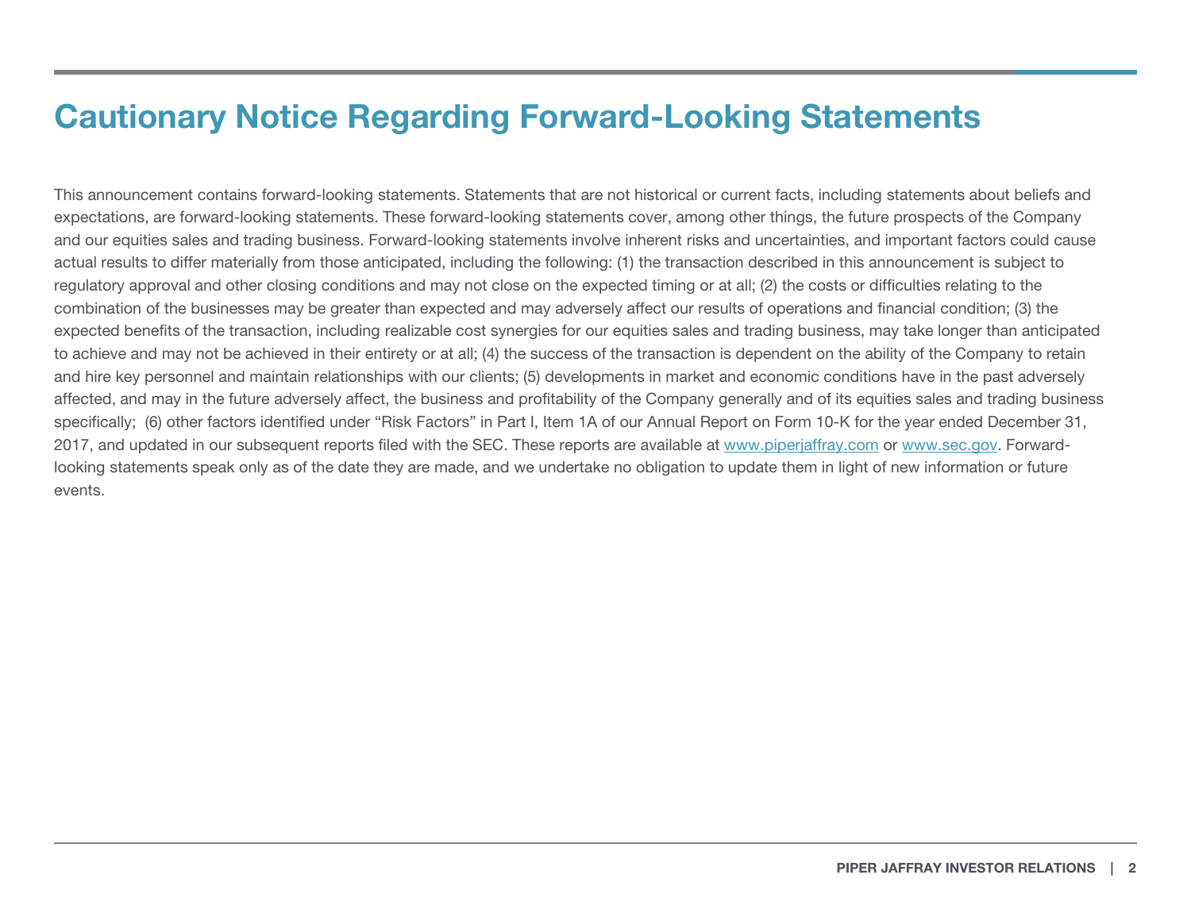# Cautionary Notice Regarding Forward-Looking Statements

This announcement contains forward-looking statements. Statements that are not historical or current facts, including statements about beliefs and expectations, are forward-looking statements. These forward-looking statements cover, among other things, the future prospects of the Company and our equities sales and trading business. Forward-looking statements involve inherent risks and uncertainties, and important factors could cause actual results to differ materially from those anticipated, including the following: (1) the transaction described in this announcement is subject to regulatory approval and other closing conditions and may not close on the expected timing or at all; (2) the costs or difficulties relating to the combination of the businesses may be greater than expected and may adversely affect our results of operations and financial condition; (3) the expected benefits of the transaction, including realizable cost synergies for our equities sales and trading business, may take longer than anticipated to achieve and may not be achieved in their entirety or at all; (4) the success of the transaction is dependent on the ability of the Company to retain and hire key personnel and maintain relationships with our clients; (5) developments in market and economic conditions have in the past adversely affected, and may in the future adversely affect, the business and profitability of the Company generally and of its equities sales and trading business specifically; (6) other factors identified under "Risk Factors" in Part I, Item 1A of our Annual Report on Form 10-K for the year ended December 31, 2017, and updated in our subsequent reports filed with the SEC. These reports are available at www.piperjaffray.com or www.sec.gov. Forward-looking statements speak only as of the date they are made, and we undertake no obligation to update them in light of new information or future events.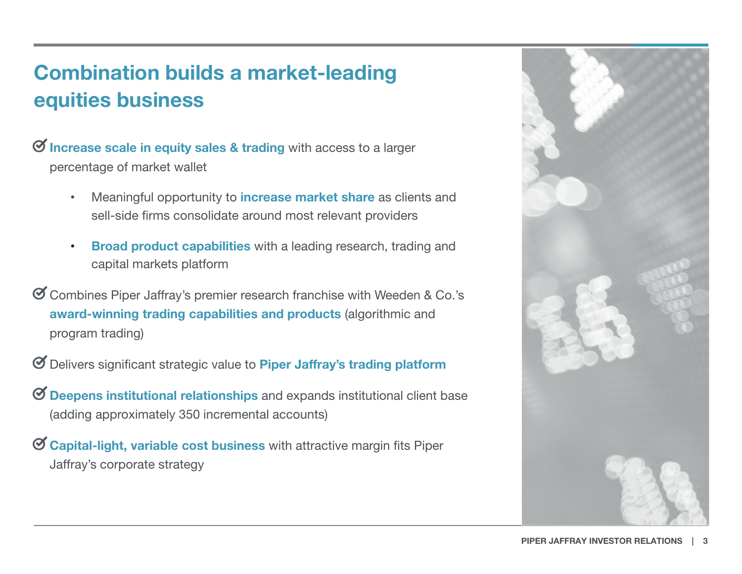# Combination builds a market-leading equities business

- **Increase scale in equity sales & trading** with access to a larger percentage of market wallet
  - Meaningful opportunity to **increase market share** as clients and sell-side firms consolidate around most relevant providers
  - **Broad product capabilities** with a leading research, trading and capital markets platform
- Combines Piper Jaffray's premier research franchise with Weeden & Co.'s **award-winning trading capabilities and products** (algorithmic and program trading)
- Delivers significant strategic value to **Piper Jaffray's trading platform**
- **Deepens institutional relationships** and expands institutional client base (adding approximately 350 incremental accounts)
- **Capital-light, variable cost business** with attractive margin fits Piper Jaffray's corporate strategy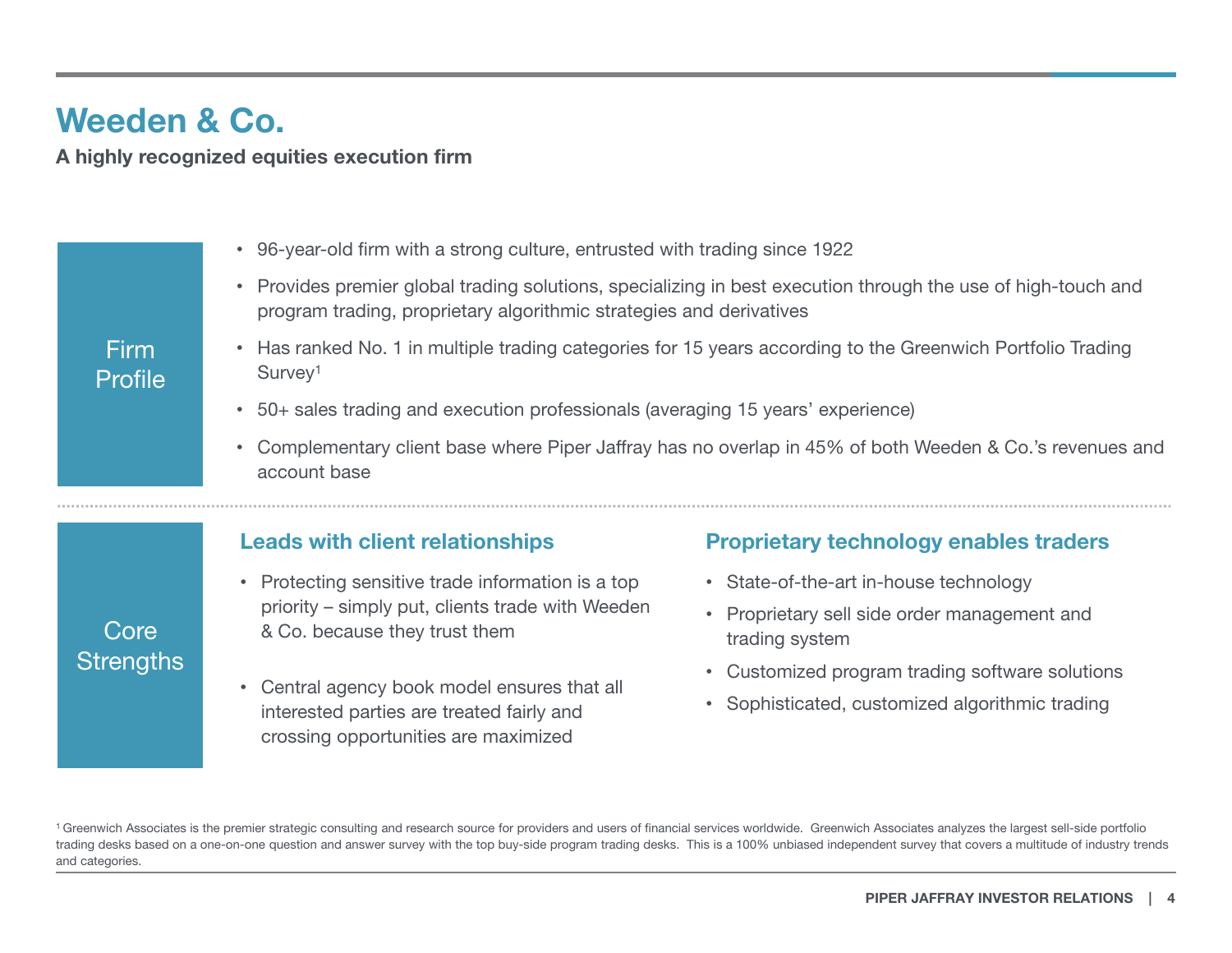# Weeden & Co.

**A highly recognized equities execution firm**

## Firm Profile

- 96-year-old firm with a strong culture, entrusted with trading since 1922
- Provides premier global trading solutions, specializing in best execution through the use of high-touch and program trading, proprietary algorithmic strategies and derivatives
- Has ranked No. 1 in multiple trading categories for 15 years according to the Greenwich Portfolio Trading Survey[1]
- 50+ sales trading and execution professionals (averaging 15 years' experience)
- Complementary client base where Piper Jaffray has no overlap in 45% of both Weeden & Co.'s revenues and account base

## Core Strengths

### Leads with client relationships

- Protecting sensitive trade information is a top priority – simply put, clients trade with Weeden & Co. because they trust them
- Central agency book model ensures that all interested parties are treated fairly and crossing opportunities are maximized

### Proprietary technology enables traders

- State-of-the-art in-house technology
- Proprietary sell side order management and trading system
- Customized program trading software solutions
- Sophisticated, customized algorithmic trading

[1] Greenwich Associates is the premier strategic consulting and research source for providers and users of financial services worldwide. Greenwich Associates analyzes the largest sell-side portfolio trading desks based on a one-on-one question and answer survey with the top buy-side program trading desks. This is a 100% unbiased independent survey that covers a multitude of industry trends and categories.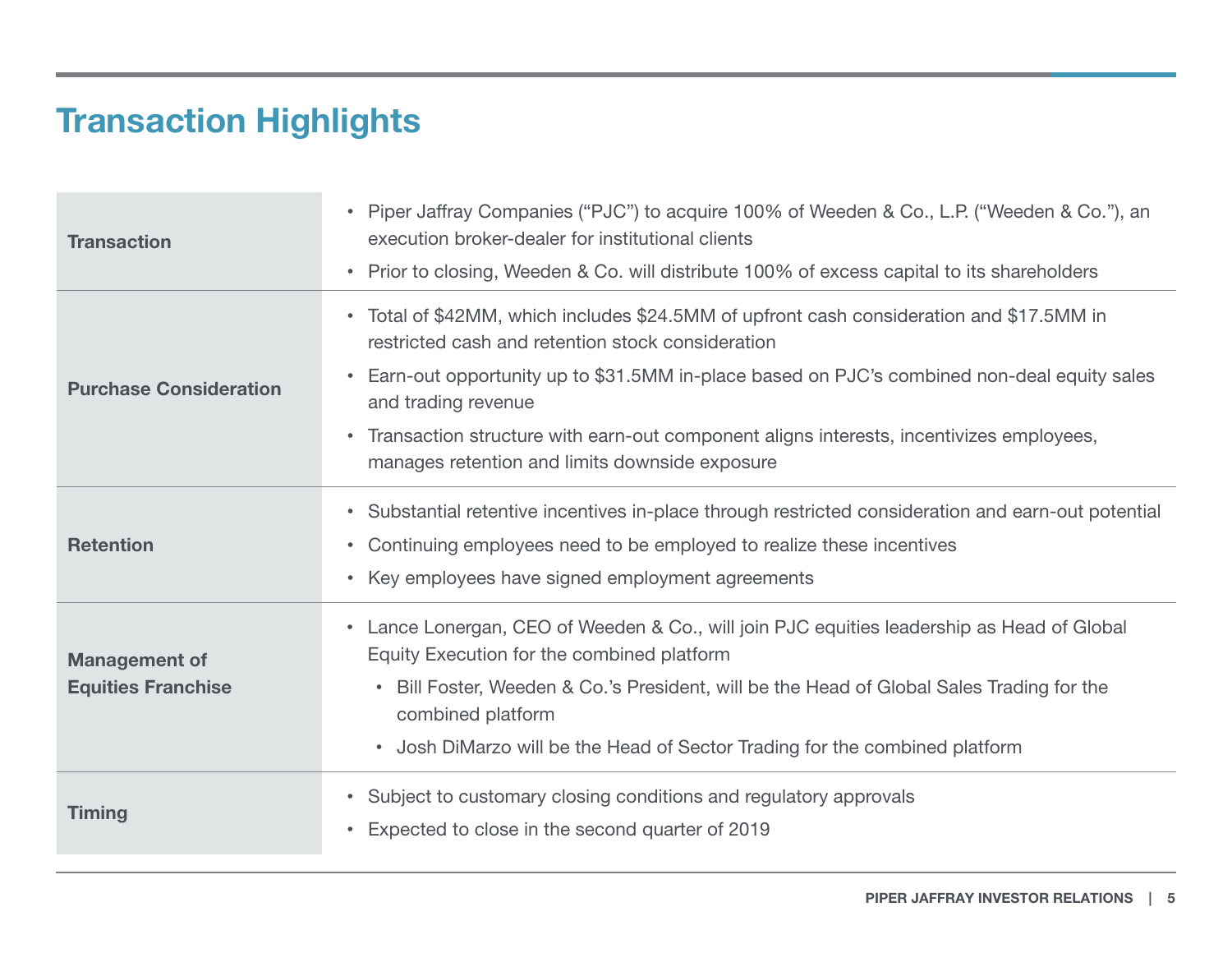# Transaction Highlights

| | |
|---|---|
| **Transaction** | • Piper Jaffray Companies ("PJC") to acquire 100% of Weeden & Co., L.P. ("Weeden & Co."), an execution broker-dealer for institutional clients<br>• Prior to closing, Weeden & Co. will distribute 100% of excess capital to its shareholders |
| **Purchase Consideration** | • Total of $42MM, which includes $24.5MM of upfront cash consideration and $17.5MM in restricted cash and retention stock consideration<br>• Earn-out opportunity up to $31.5MM in-place based on PJC's combined non-deal equity sales and trading revenue<br>• Transaction structure with earn-out component aligns interests, incentivizes employees, manages retention and limits downside exposure |
| **Retention** | • Substantial retentive incentives in-place through restricted consideration and earn-out potential<br>• Continuing employees need to be employed to realize these incentives<br>• Key employees have signed employment agreements |
| **Management of Equities Franchise** | • Lance Lonergan, CEO of Weeden & Co., will join PJC equities leadership as Head of Global Equity Execution for the combined platform<br>  • Bill Foster, Weeden & Co.'s President, will be the Head of Global Sales Trading for the combined platform<br>  • Josh DiMarzo will be the Head of Sector Trading for the combined platform |
| **Timing** | • Subject to customary closing conditions and regulatory approvals<br>• Expected to close in the second quarter of 2019 |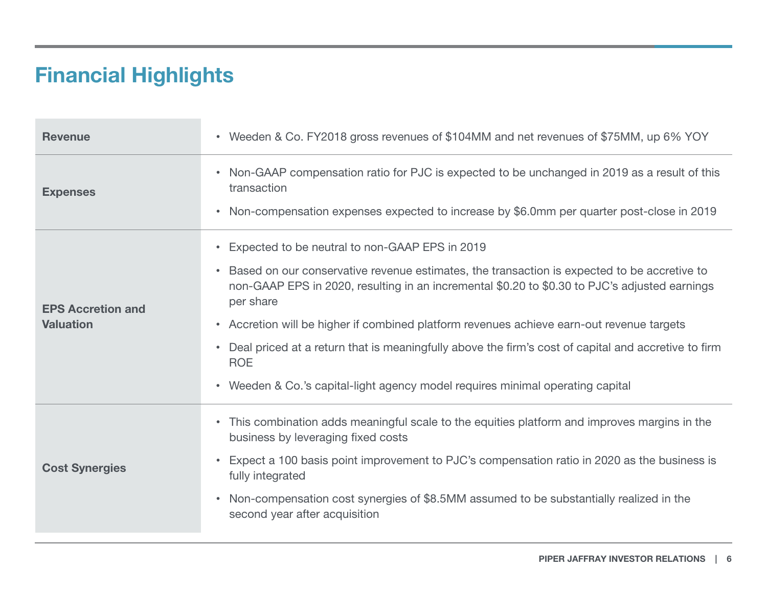# Financial Highlights

| | |
|---|---|
| **Revenue** | • Weeden & Co. FY2018 gross revenues of $104MM and net revenues of $75MM, up 6% YOY |
| **Expenses** | • Non-GAAP compensation ratio for PJC is expected to be unchanged in 2019 as a result of this transaction<br>• Non-compensation expenses expected to increase by $6.0mm per quarter post-close in 2019 |
| **EPS Accretion and Valuation** | • Expected to be neutral to non-GAAP EPS in 2019<br>• Based on our conservative revenue estimates, the transaction is expected to be accretive to non-GAAP EPS in 2020, resulting in an incremental $0.20 to $0.30 to PJC's adjusted earnings per share<br>• Accretion will be higher if combined platform revenues achieve earn-out revenue targets<br>• Deal priced at a return that is meaningfully above the firm's cost of capital and accretive to firm ROE<br>• Weeden & Co.'s capital-light agency model requires minimal operating capital |
| **Cost Synergies** | • This combination adds meaningful scale to the equities platform and improves margins in the business by leveraging fixed costs<br>• Expect a 100 basis point improvement to PJC's compensation ratio in 2020 as the business is fully integrated<br>• Non-compensation cost synergies of $8.5MM assumed to be substantially realized in the second year after acquisition |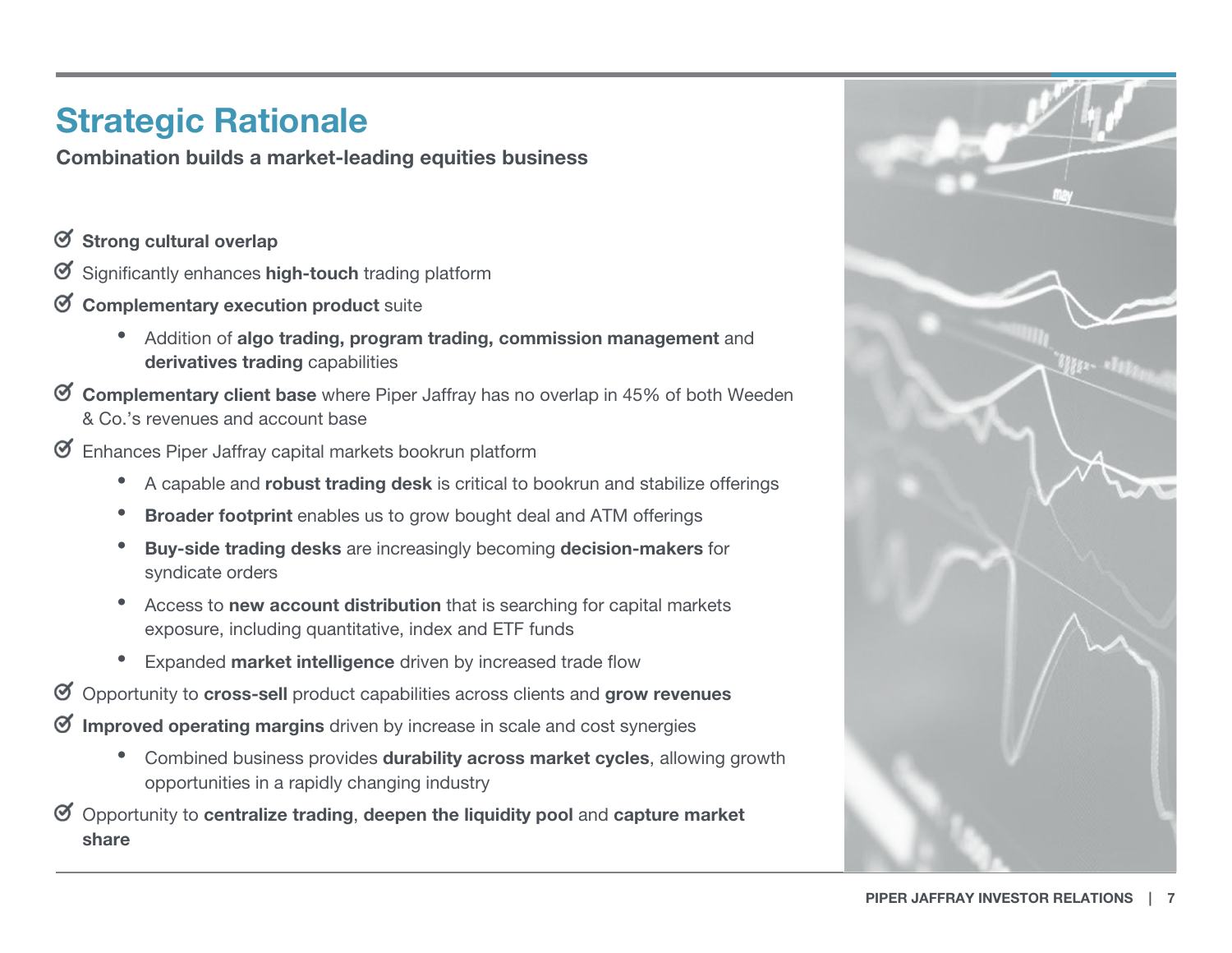# Strategic Rationale

**Combination builds a market-leading equities business**

- **Strong cultural overlap**
- Significantly enhances **high-touch** trading platform
- **Complementary execution product** suite
  - Addition of **algo trading, program trading, commission management** and **derivatives trading** capabilities
- **Complementary client base** where Piper Jaffray has no overlap in 45% of both Weeden & Co.'s revenues and account base
- Enhances Piper Jaffray capital markets bookrun platform
  - A capable and **robust trading desk** is critical to bookrun and stabilize offerings
  - **Broader footprint** enables us to grow bought deal and ATM offerings
  - **Buy-side trading desks** are increasingly becoming **decision-makers** for syndicate orders
  - Access to **new account distribution** that is searching for capital markets exposure, including quantitative, index and ETF funds
  - Expanded **market intelligence** driven by increased trade flow
- Opportunity to **cross-sell** product capabilities across clients and **grow revenues**
- **Improved operating margins** driven by increase in scale and cost synergies
  - Combined business provides **durability across market cycles**, allowing growth opportunities in a rapidly changing industry
- Opportunity to **centralize trading**, **deepen the liquidity pool** and **capture market share**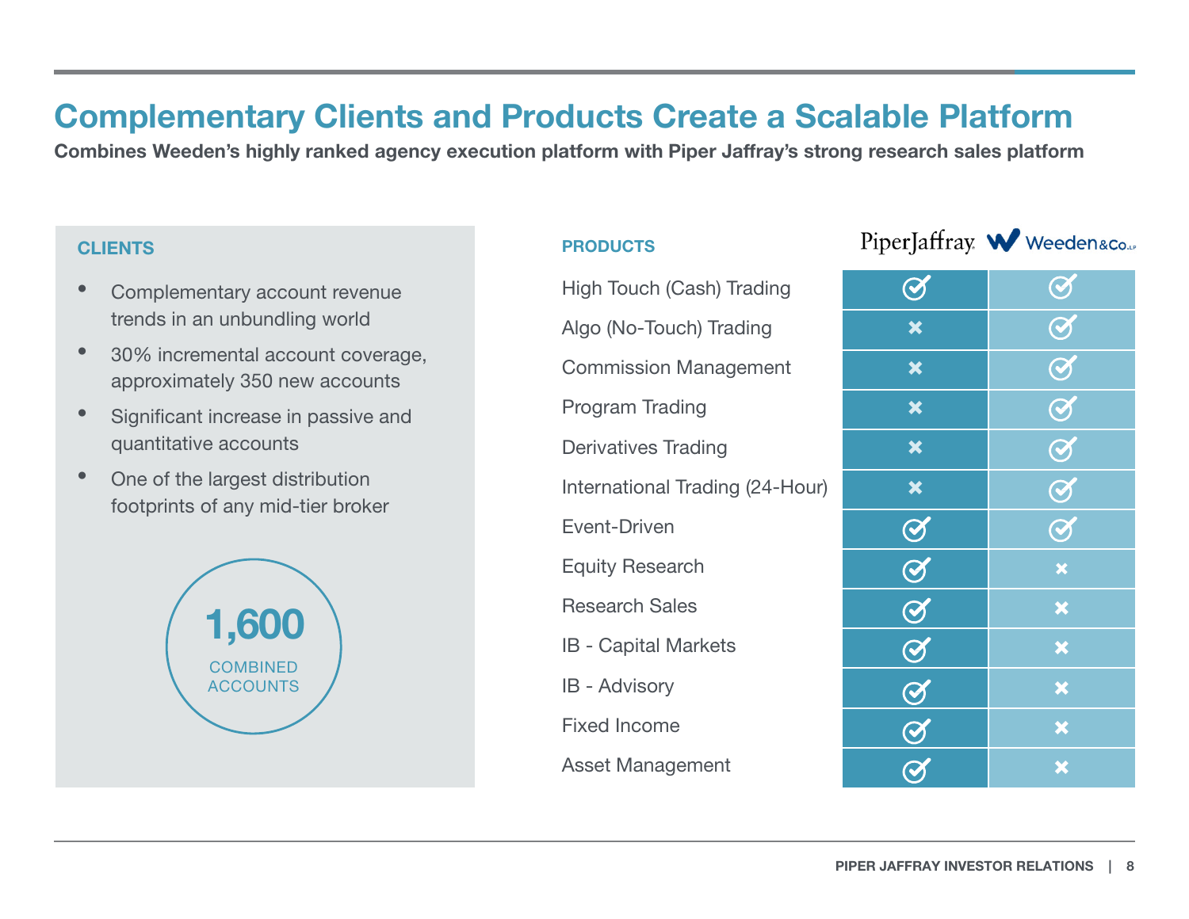# Complementary Clients and Products Create a Scalable Platform

**Combines Weeden's highly ranked agency execution platform with Piper Jaffray's strong research sales platform**

## CLIENTS

- Complementary account revenue trends in an unbundling world
- 30% incremental account coverage, approximately 350 new accounts
- Significant increase in passive and quantitative accounts
- One of the largest distribution footprints of any mid-tier broker

**1,600** COMBINED ACCOUNTS

## PRODUCTS

| PRODUCTS | Piper Jaffray | Weeden & Co. LP |
| --- | --- | --- |
| High Touch (Cash) Trading | ✓ | ✓ |
| Algo (No-Touch) Trading | ✗ | ✓ |
| Commission Management | ✗ | ✓ |
| Program Trading | ✗ | ✓ |
| Derivatives Trading | ✗ | ✓ |
| International Trading (24-Hour) | ✗ | ✓ |
| Event-Driven | ✓ | ✓ |
| Equity Research | ✓ | ✗ |
| Research Sales | ✓ | ✗ |
| IB - Capital Markets | ✓ | ✗ |
| IB - Advisory | ✓ | ✗ |
| Fixed Income | ✓ | ✗ |
| Asset Management | ✓ | ✗ |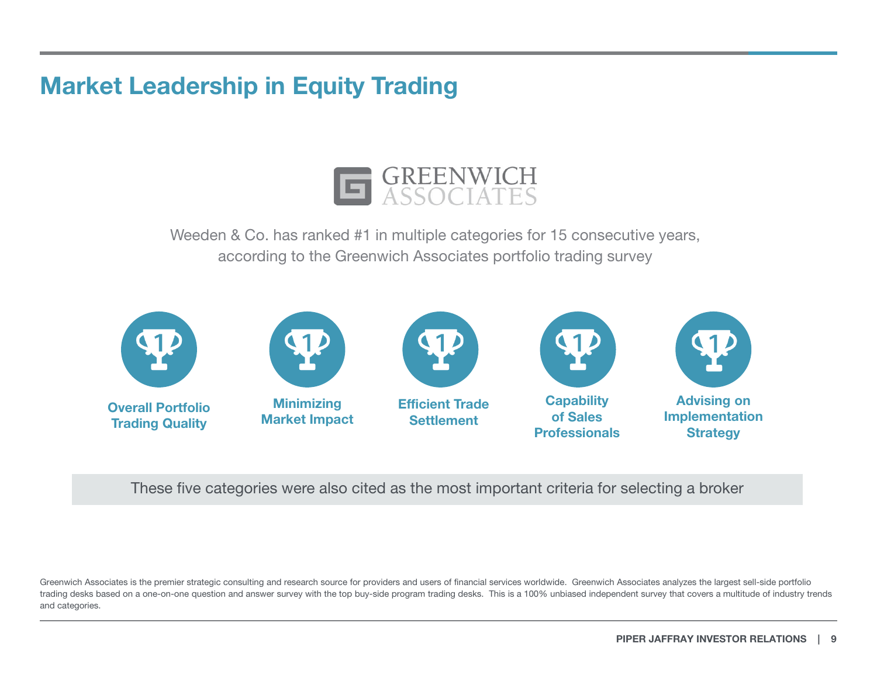# Market Leadership in Equity Trading

GREENWICH ASSOCIATES

Weeden & Co. has ranked #1 in multiple categories for 15 consecutive years, according to the Greenwich Associates portfolio trading survey

- **Overall Portfolio Trading Quality**
- **Minimizing Market Impact**
- **Efficient Trade Settlement**
- **Capability of Sales Professionals**
- **Advising on Implementation Strategy**

These five categories were also cited as the most important criteria for selecting a broker

Greenwich Associates is the premier strategic consulting and research source for providers and users of financial services worldwide. Greenwich Associates analyzes the largest sell-side portfolio trading desks based on a one-on-one question and answer survey with the top buy-side program trading desks. This is a 100% unbiased independent survey that covers a multitude of industry trends and categories.